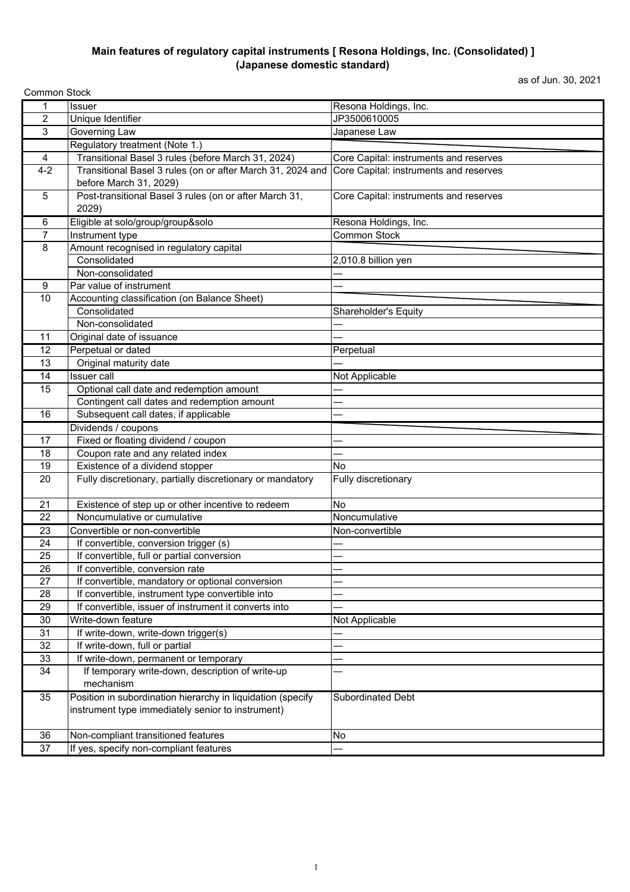**Main features of regulatory capital instruments [ Resona Holdings, Inc. (Consolidated) ]**
**(Japanese domestic standard)**

as of Jun. 30, 2021

Common Stock

| | | |
|---|---|---|
| 1 | Issuer | Resona Holdings, Inc. |
| 2 | Unique Identifier | JP3500610005 |
| 3 | Governing Law | Japanese Law |
| | Regulatory treatment (Note 1.) | |
| 4 | Transitional Basel 3 rules (before March 31, 2024) | Core Capital: instruments and reserves |
| 4-2 | Transitional Basel 3 rules (on or after March 31, 2024 and before March 31, 2029) | Core Capital: instruments and reserves |
| 5 | Post-transitional Basel 3 rules (on or after March 31, 2029) | Core Capital: instruments and reserves |
| 6 | Eligible at solo/group/group&solo | Resona Holdings, Inc. |
| 7 | Instrument type | Common Stock |
| 8 | Amount recognised in regulatory capital | |
| | Consolidated | 2,010.8 billion yen |
| | Non-consolidated | — |
| 9 | Par value of instrument | — |
| 10 | Accounting classification (on Balance Sheet) | |
| | Consolidated | Shareholder's Equity |
| | Non-consolidated | — |
| 11 | Original date of issuance | — |
| 12 | Perpetual or dated | Perpetual |
| 13 | Original maturity date | — |
| 14 | Issuer call | Not Applicable |
| 15 | Optional call date and redemption amount | — |
| | Contingent call dates and redemption amount | — |
| 16 | Subsequent call dates, if applicable | — |
| | Dividends / coupons | |
| 17 | Fixed or floating dividend / coupon | — |
| 18 | Coupon rate and any related index | — |
| 19 | Existence of a dividend stopper | No |
| 20 | Fully discretionary, partially discretionary or mandatory | Fully discretionary |
| 21 | Existence of step up or other incentive to redeem | No |
| 22 | Noncumulative or cumulative | Noncumulative |
| 23 | Convertible or non-convertible | Non-convertible |
| 24 | If convertible, conversion trigger (s) | — |
| 25 | If convertible, full or partial conversion | — |
| 26 | If convertible, conversion rate | — |
| 27 | If convertible, mandatory or optional conversion | — |
| 28 | If convertible, instrument type convertible into | — |
| 29 | If convertible, issuer of instrument it converts into | — |
| 30 | Write-down feature | Not Applicable |
| 31 | If write-down, write-down trigger(s) | — |
| 32 | If write-down, full or partial | — |
| 33 | If write-down, permanent or temporary | — |
| 34 | If temporary write-down, description of write-up mechanism | — |
| 35 | Position in subordination hierarchy in liquidation (specify instrument type immediately senior to instrument) | Subordinated Debt |
| 36 | Non-compliant transitioned features | No |
| 37 | If yes, specify non-compliant features | — |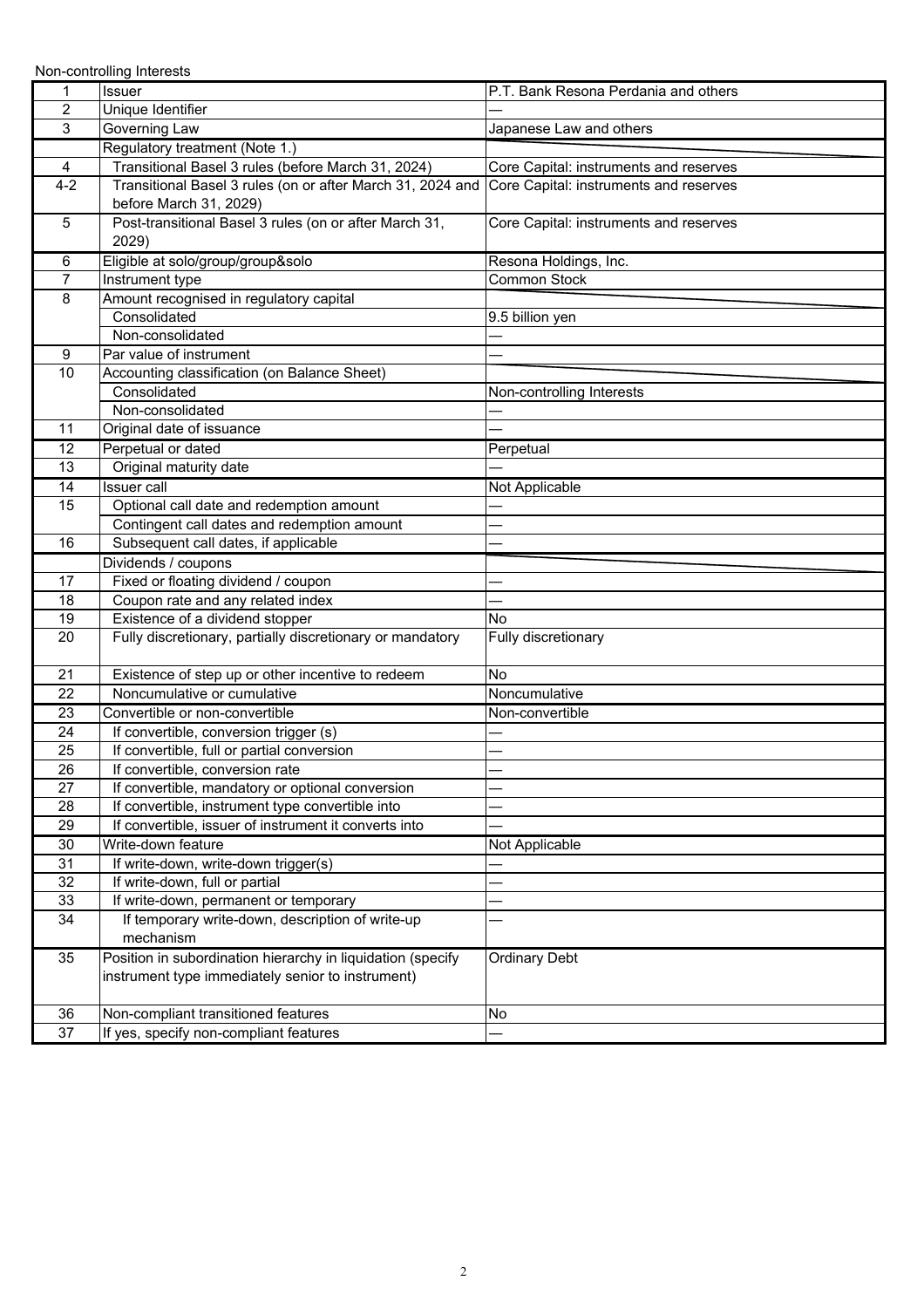Non-controlling Interests

| | | |
|---|---|---|
| 1 | Issuer | P.T. Bank Resona Perdania and others |
| 2 | Unique Identifier | — |
| 3 | Governing Law | Japanese Law and others |
| | Regulatory treatment (Note 1.) | |
| 4 | Transitional Basel 3 rules (before March 31, 2024) | Core Capital: instruments and reserves |
| 4-2 | Transitional Basel 3 rules (on or after March 31, 2024 and before March 31, 2029) | Core Capital: instruments and reserves |
| 5 | Post-transitional Basel 3 rules (on or after March 31, 2029) | Core Capital: instruments and reserves |
| 6 | Eligible at solo/group/group&solo | Resona Holdings, Inc. |
| 7 | Instrument type | Common Stock |
| 8 | Amount recognised in regulatory capital | |
| | Consolidated | 9.5 billion yen |
| | Non-consolidated | — |
| 9 | Par value of instrument | — |
| 10 | Accounting classification (on Balance Sheet) | |
| | Consolidated | Non-controlling Interests |
| | Non-consolidated | — |
| 11 | Original date of issuance | — |
| 12 | Perpetual or dated | Perpetual |
| 13 | Original maturity date | — |
| 14 | Issuer call | Not Applicable |
| 15 | Optional call date and redemption amount | — |
| | Contingent call dates and redemption amount | — |
| 16 | Subsequent call dates, if applicable | — |
| | Dividends / coupons | |
| 17 | Fixed or floating dividend / coupon | — |
| 18 | Coupon rate and any related index | — |
| 19 | Existence of a dividend stopper | No |
| 20 | Fully discretionary, partially discretionary or mandatory | Fully discretionary |
| 21 | Existence of step up or other incentive to redeem | No |
| 22 | Noncumulative or cumulative | Noncumulative |
| 23 | Convertible or non-convertible | Non-convertible |
| 24 | If convertible, conversion trigger (s) | — |
| 25 | If convertible, full or partial conversion | — |
| 26 | If convertible, conversion rate | — |
| 27 | If convertible, mandatory or optional conversion | — |
| 28 | If convertible, instrument type convertible into | — |
| 29 | If convertible, issuer of instrument it converts into | — |
| 30 | Write-down feature | Not Applicable |
| 31 | If write-down, write-down trigger(s) | — |
| 32 | If write-down, full or partial | — |
| 33 | If write-down, permanent or temporary | — |
| 34 | If temporary write-down, description of write-up mechanism | — |
| 35 | Position in subordination hierarchy in liquidation (specify instrument type immediately senior to instrument) | Ordinary Debt |
| 36 | Non-compliant transitioned features | No |
| 37 | If yes, specify non-compliant features | — |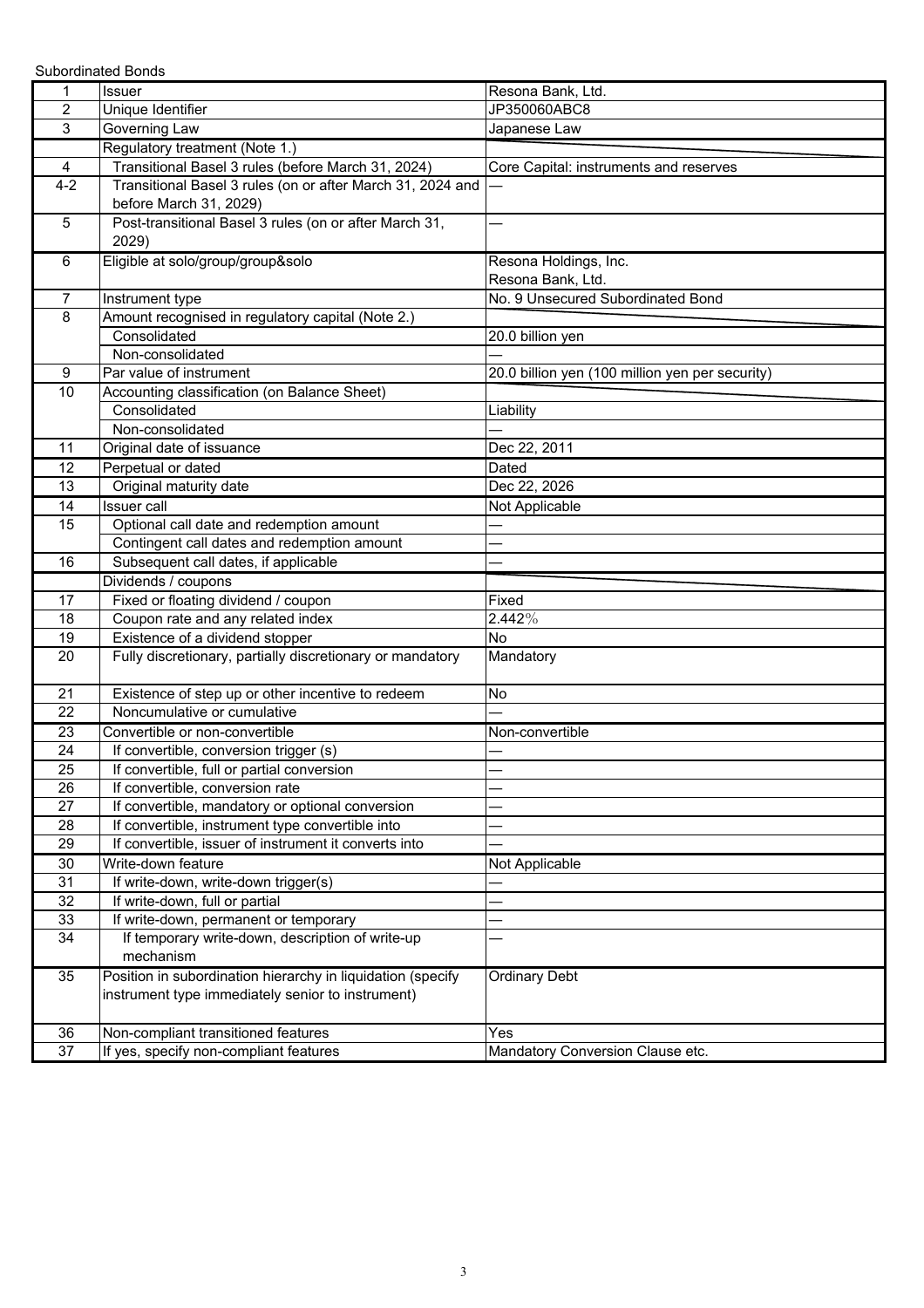Subordinated Bonds

| | | |
|---|---|---|
| 1 | Issuer | Resona Bank, Ltd. |
| 2 | Unique Identifier | JP350060ABC8 |
| 3 | Governing Law | Japanese Law |
| | Regulatory treatment (Note 1.) | |
| 4 | Transitional Basel 3 rules (before March 31, 2024) | Core Capital: instruments and reserves |
| 4-2 | Transitional Basel 3 rules (on or after March 31, 2024 and before March 31, 2029) | — |
| 5 | Post-transitional Basel 3 rules (on or after March 31, 2029) | — |
| 6 | Eligible at solo/group/group&solo | Resona Holdings, Inc.<br>Resona Bank, Ltd. |
| 7 | Instrument type | No. 9 Unsecured Subordinated Bond |
| 8 | Amount recognised in regulatory capital (Note 2.) | |
| | Consolidated | 20.0 billion yen |
| | Non-consolidated | — |
| 9 | Par value of instrument | 20.0 billion yen (100 million yen per security) |
| 10 | Accounting classification (on Balance Sheet) | |
| | Consolidated | Liability |
| | Non-consolidated | — |
| 11 | Original date of issuance | Dec 22, 2011 |
| 12 | Perpetual or dated | Dated |
| 13 | Original maturity date | Dec 22, 2026 |
| 14 | Issuer call | Not Applicable |
| 15 | Optional call date and redemption amount | — |
| | Contingent call dates and redemption amount | — |
| 16 | Subsequent call dates, if applicable | — |
| | Dividends / coupons | |
| 17 | Fixed or floating dividend / coupon | Fixed |
| 18 | Coupon rate and any related index | 2.442% |
| 19 | Existence of a dividend stopper | No |
| 20 | Fully discretionary, partially discretionary or mandatory | Mandatory |
| 21 | Existence of step up or other incentive to redeem | No |
| 22 | Noncumulative or cumulative | — |
| 23 | Convertible or non-convertible | Non-convertible |
| 24 | If convertible, conversion trigger (s) | — |
| 25 | If convertible, full or partial conversion | — |
| 26 | If convertible, conversion rate | — |
| 27 | If convertible, mandatory or optional conversion | — |
| 28 | If convertible, instrument type convertible into | — |
| 29 | If convertible, issuer of instrument it converts into | — |
| 30 | Write-down feature | Not Applicable |
| 31 | If write-down, write-down trigger(s) | — |
| 32 | If write-down, full or partial | — |
| 33 | If write-down, permanent or temporary | — |
| 34 | If temporary write-down, description of write-up mechanism | — |
| 35 | Position in subordination hierarchy in liquidation (specify instrument type immediately senior to instrument) | Ordinary Debt |
| 36 | Non-compliant transitioned features | Yes |
| 37 | If yes, specify non-compliant features | Mandatory Conversion Clause etc. |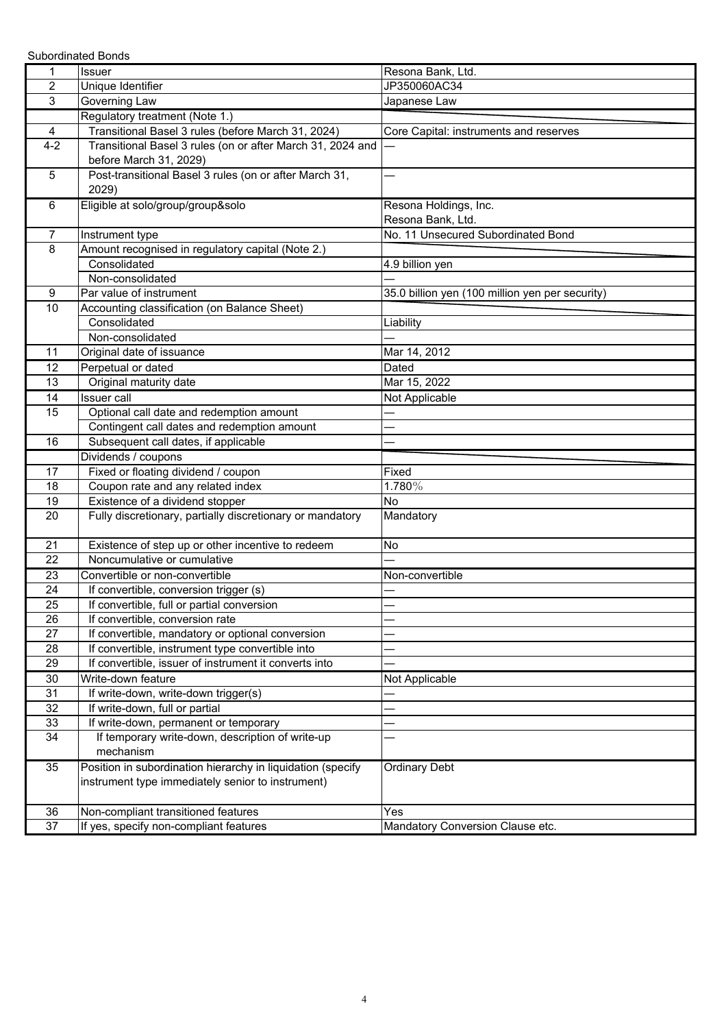Subordinated Bonds

| | | |
|---|---|---|
| 1 | Issuer | Resona Bank, Ltd. |
| 2 | Unique Identifier | JP350060AC34 |
| 3 | Governing Law | Japanese Law |
| | Regulatory treatment (Note 1.) | |
| 4 | Transitional Basel 3 rules (before March 31, 2024) | Core Capital: instruments and reserves |
| 4-2 | Transitional Basel 3 rules (on or after March 31, 2024 and before March 31, 2029) | — |
| 5 | Post-transitional Basel 3 rules (on or after March 31, 2029) | — |
| 6 | Eligible at solo/group/group&solo | Resona Holdings, Inc.<br>Resona Bank, Ltd. |
| 7 | Instrument type | No. 11 Unsecured Subordinated Bond |
| 8 | Amount recognised in regulatory capital (Note 2.) | |
| | Consolidated | 4.9 billion yen |
| | Non-consolidated | — |
| 9 | Par value of instrument | 35.0 billion yen (100 million yen per security) |
| 10 | Accounting classification (on Balance Sheet) | |
| | Consolidated | Liability |
| | Non-consolidated | — |
| 11 | Original date of issuance | Mar 14, 2012 |
| 12 | Perpetual or dated | Dated |
| 13 | Original maturity date | Mar 15, 2022 |
| 14 | Issuer call | Not Applicable |
| 15 | Optional call date and redemption amount | — |
| | Contingent call dates and redemption amount | — |
| 16 | Subsequent call dates, if applicable | — |
| | Dividends / coupons | |
| 17 | Fixed or floating dividend / coupon | Fixed |
| 18 | Coupon rate and any related index | 1.780% |
| 19 | Existence of a dividend stopper | No |
| 20 | Fully discretionary, partially discretionary or mandatory | Mandatory |
| 21 | Existence of step up or other incentive to redeem | No |
| 22 | Noncumulative or cumulative | — |
| 23 | Convertible or non-convertible | Non-convertible |
| 24 | If convertible, conversion trigger (s) | — |
| 25 | If convertible, full or partial conversion | — |
| 26 | If convertible, conversion rate | — |
| 27 | If convertible, mandatory or optional conversion | — |
| 28 | If convertible, instrument type convertible into | — |
| 29 | If convertible, issuer of instrument it converts into | — |
| 30 | Write-down feature | Not Applicable |
| 31 | If write-down, write-down trigger(s) | — |
| 32 | If write-down, full or partial | — |
| 33 | If write-down, permanent or temporary | — |
| 34 | If temporary write-down, description of write-up mechanism | — |
| 35 | Position in subordination hierarchy in liquidation (specify instrument type immediately senior to instrument) | Ordinary Debt |
| 36 | Non-compliant transitioned features | Yes |
| 37 | If yes, specify non-compliant features | Mandatory Conversion Clause etc. |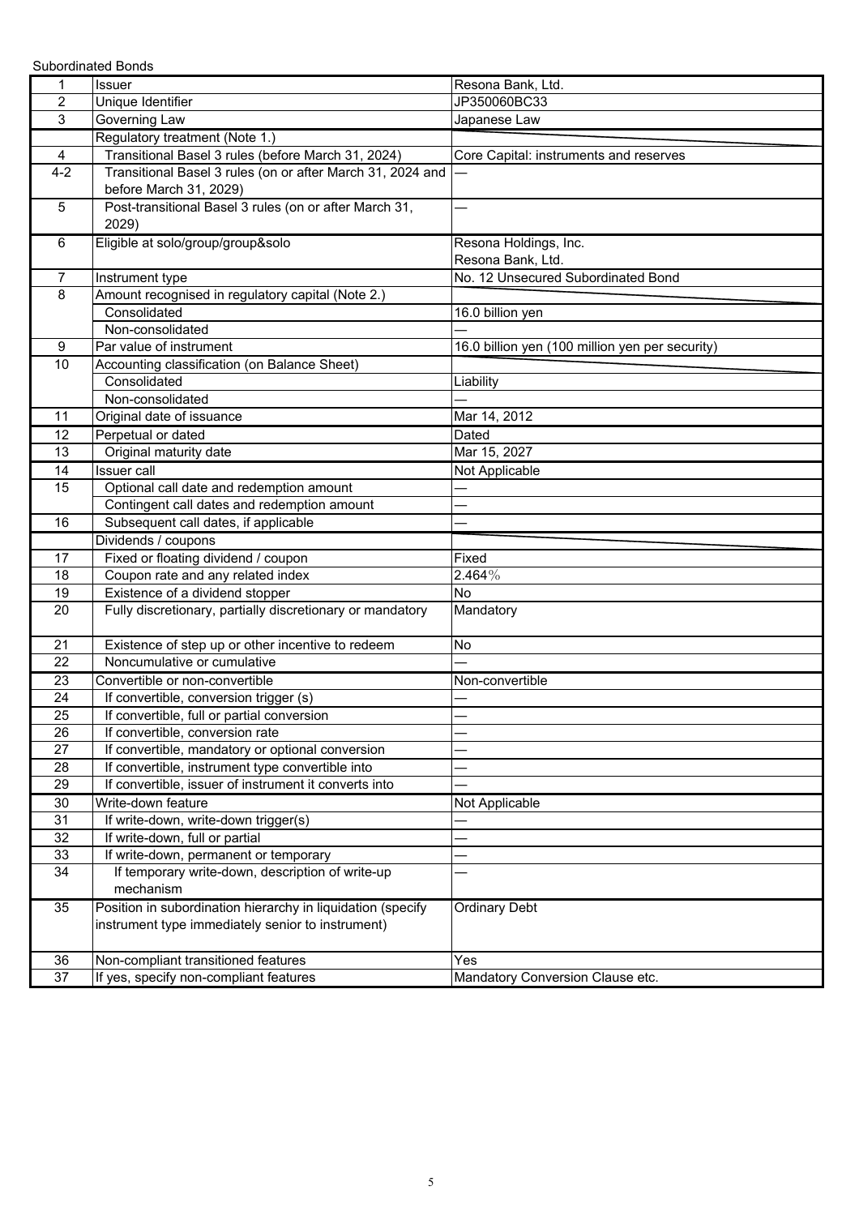Subordinated Bonds

| | | |
|---|---|---|
| 1 | Issuer | Resona Bank, Ltd. |
| 2 | Unique Identifier | JP350060BC33 |
| 3 | Governing Law | Japanese Law |
| | Regulatory treatment (Note 1.) | |
| 4 | Transitional Basel 3 rules (before March 31, 2024) | Core Capital: instruments and reserves |
| 4-2 | Transitional Basel 3 rules (on or after March 31, 2024 and before March 31, 2029) | — |
| 5 | Post-transitional Basel 3 rules (on or after March 31, 2029) | — |
| 6 | Eligible at solo/group/group&solo | Resona Holdings, Inc.<br>Resona Bank, Ltd. |
| 7 | Instrument type | No. 12 Unsecured Subordinated Bond |
| 8 | Amount recognised in regulatory capital (Note 2.) | |
| | Consolidated | 16.0 billion yen |
| | Non-consolidated | — |
| 9 | Par value of instrument | 16.0 billion yen (100 million yen per security) |
| 10 | Accounting classification (on Balance Sheet) | |
| | Consolidated | Liability |
| | Non-consolidated | — |
| 11 | Original date of issuance | Mar 14, 2012 |
| 12 | Perpetual or dated | Dated |
| 13 | Original maturity date | Mar 15, 2027 |
| 14 | Issuer call | Not Applicable |
| 15 | Optional call date and redemption amount | — |
| | Contingent call dates and redemption amount | — |
| 16 | Subsequent call dates, if applicable | — |
| | Dividends / coupons | |
| 17 | Fixed or floating dividend / coupon | Fixed |
| 18 | Coupon rate and any related index | 2.464% |
| 19 | Existence of a dividend stopper | No |
| 20 | Fully discretionary, partially discretionary or mandatory | Mandatory |
| 21 | Existence of step up or other incentive to redeem | No |
| 22 | Noncumulative or cumulative | — |
| 23 | Convertible or non-convertible | Non-convertible |
| 24 | If convertible, conversion trigger (s) | — |
| 25 | If convertible, full or partial conversion | — |
| 26 | If convertible, conversion rate | — |
| 27 | If convertible, mandatory or optional conversion | — |
| 28 | If convertible, instrument type convertible into | — |
| 29 | If convertible, issuer of instrument it converts into | — |
| 30 | Write-down feature | Not Applicable |
| 31 | If write-down, write-down trigger(s) | — |
| 32 | If write-down, full or partial | — |
| 33 | If write-down, permanent or temporary | — |
| 34 | If temporary write-down, description of write-up mechanism | — |
| 35 | Position in subordination hierarchy in liquidation (specify instrument type immediately senior to instrument) | Ordinary Debt |
| 36 | Non-compliant transitioned features | Yes |
| 37 | If yes, specify non-compliant features | Mandatory Conversion Clause etc. |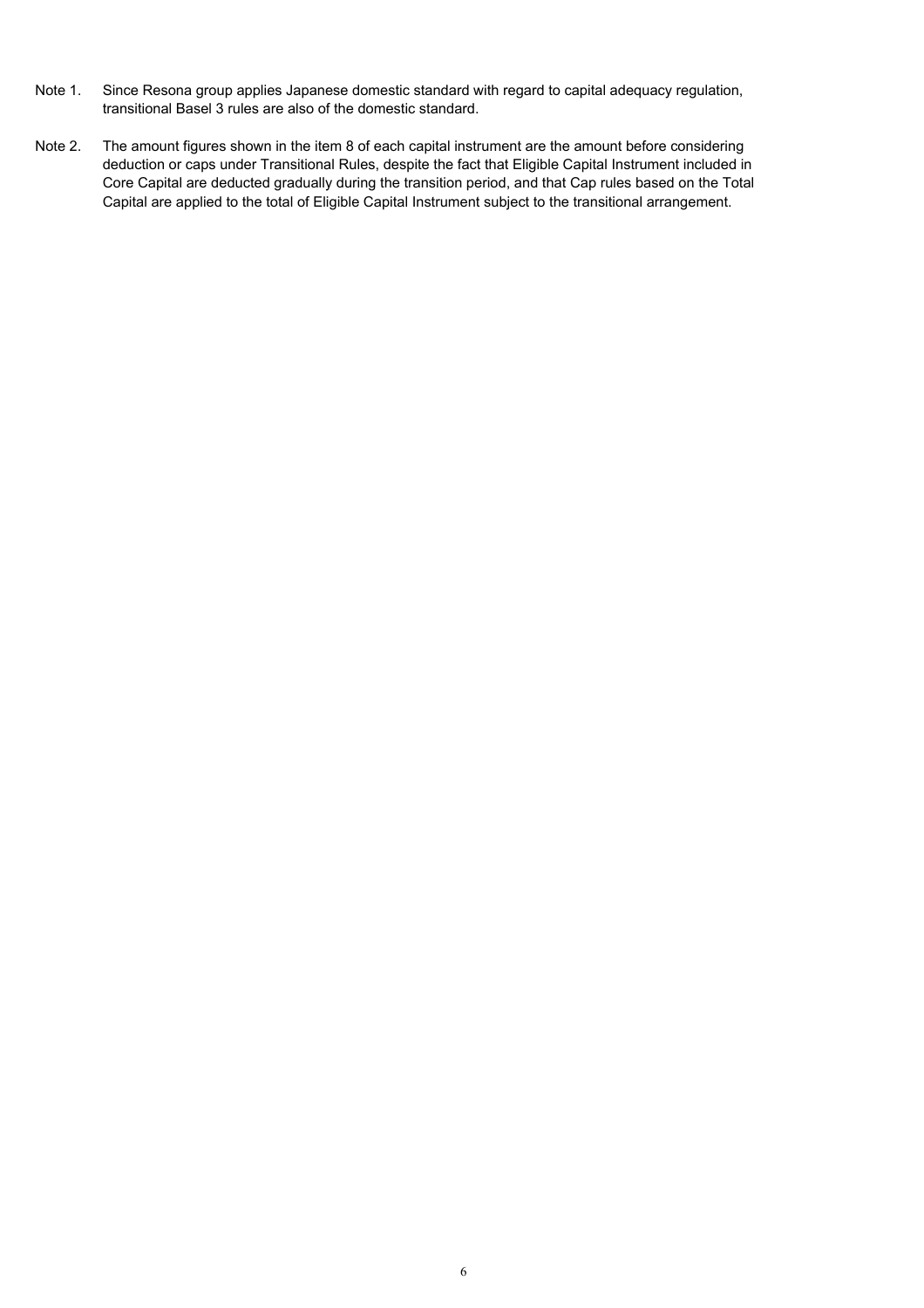Note 1. Since Resona group applies Japanese domestic standard with regard to capital adequacy regulation, transitional Basel 3 rules are also of the domestic standard.

Note 2. The amount figures shown in the item 8 of each capital instrument are the amount before considering deduction or caps under Transitional Rules, despite the fact that Eligible Capital Instrument included in Core Capital are deducted gradually during the transition period, and that Cap rules based on the Total Capital are applied to the total of Eligible Capital Instrument subject to the transitional arrangement.